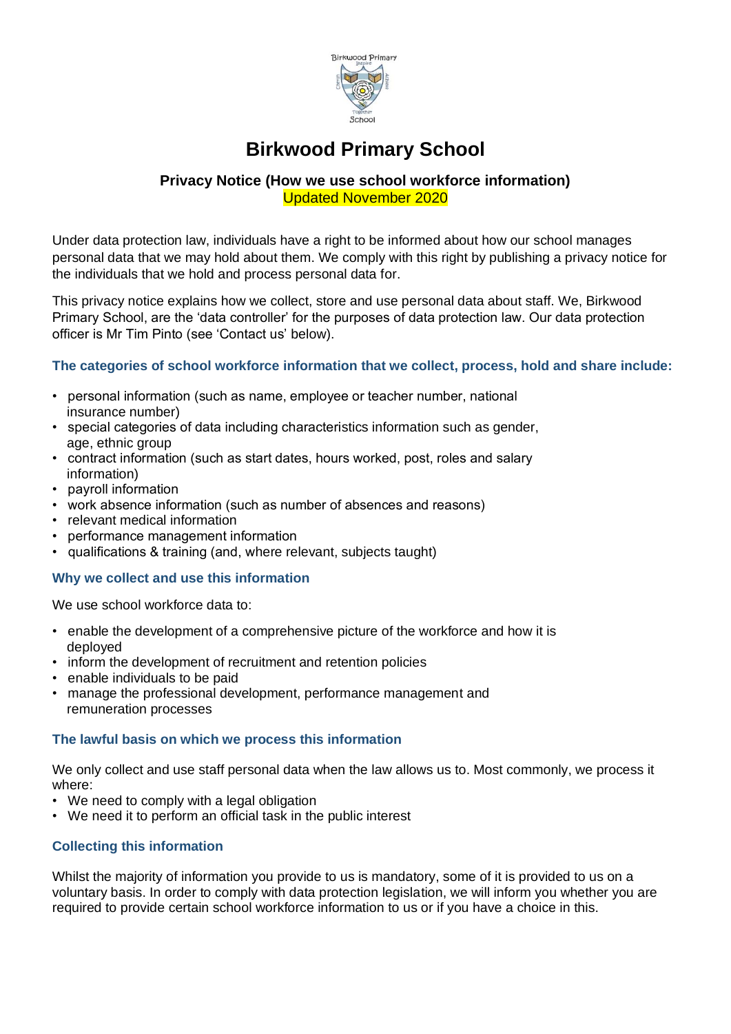# Birkwood Primary School

**Privacy Notice (How we use school workforce information)**
Updated November 2020

Under data protection law, individuals have a right to be informed about how our school manages personal data that we may hold about them. We comply with this right by publishing a privacy notice for the individuals that we hold and process personal data for.

This privacy notice explains how we collect, store and use personal data about staff. We, Birkwood Primary School, are the 'data controller' for the purposes of data protection law. Our data protection officer is Mr Tim Pinto (see 'Contact us' below).

### The categories of school workforce information that we collect, process, hold and share include:

- personal information (such as name, employee or teacher number, national insurance number)
- special categories of data including characteristics information such as gender, age, ethnic group
- contract information (such as start dates, hours worked, post, roles and salary information)
- payroll information
- work absence information (such as number of absences and reasons)
- relevant medical information
- performance management information
- qualifications & training (and, where relevant, subjects taught)

### Why we collect and use this information

We use school workforce data to:

- enable the development of a comprehensive picture of the workforce and how it is deployed
- inform the development of recruitment and retention policies
- enable individuals to be paid
- manage the professional development, performance management and remuneration processes

### The lawful basis on which we process this information

We only collect and use staff personal data when the law allows us to. Most commonly, we process it where:

- We need to comply with a legal obligation
- We need it to perform an official task in the public interest

### Collecting this information

Whilst the majority of information you provide to us is mandatory, some of it is provided to us on a voluntary basis. In order to comply with data protection legislation, we will inform you whether you are required to provide certain school workforce information to us or if you have a choice in this.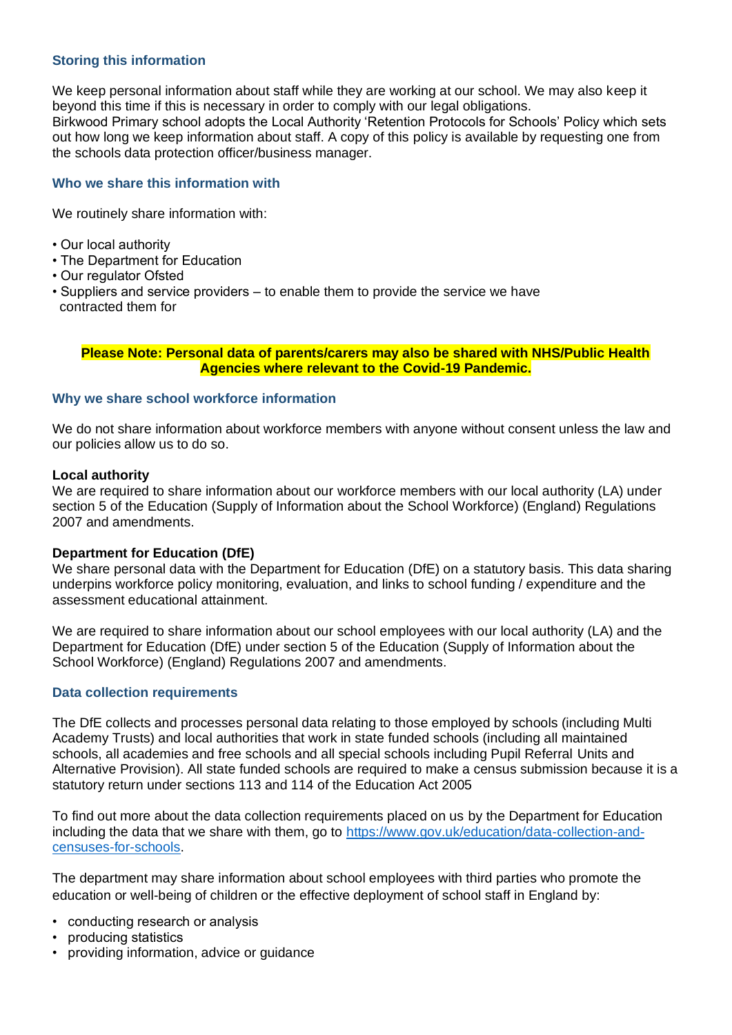### Storing this information

We keep personal information about staff while they are working at our school. We may also keep it beyond this time if this is necessary in order to comply with our legal obligations.
Birkwood Primary school adopts the Local Authority 'Retention Protocols for Schools' Policy which sets out how long we keep information about staff. A copy of this policy is available by requesting one from the schools data protection officer/business manager.

### Who we share this information with

We routinely share information with:

- Our local authority
- The Department for Education
- Our regulator Ofsted
- Suppliers and service providers – to enable them to provide the service we have contracted them for

**Please Note: Personal data of parents/carers may also be shared with NHS/Public Health Agencies where relevant to the Covid-19 Pandemic.**

### Why we share school workforce information

We do not share information about workforce members with anyone without consent unless the law and our policies allow us to do so.

**Local authority**
We are required to share information about our workforce members with our local authority (LA) under section 5 of the Education (Supply of Information about the School Workforce) (England) Regulations 2007 and amendments.

**Department for Education (DfE)**
We share personal data with the Department for Education (DfE) on a statutory basis. This data sharing underpins workforce policy monitoring, evaluation, and links to school funding / expenditure and the assessment educational attainment.

We are required to share information about our school employees with our local authority (LA) and the Department for Education (DfE) under section 5 of the Education (Supply of Information about the School Workforce) (England) Regulations 2007 and amendments.

### Data collection requirements

The DfE collects and processes personal data relating to those employed by schools (including Multi Academy Trusts) and local authorities that work in state funded schools (including all maintained schools, all academies and free schools and all special schools including Pupil Referral Units and Alternative Provision). All state funded schools are required to make a census submission because it is a statutory return under sections 113 and 114 of the Education Act 2005

To find out more about the data collection requirements placed on us by the Department for Education including the data that we share with them, go to [https://www.gov.uk/education/data-collection-and-censuses-for-schools](https://www.gov.uk/education/data-collection-and-censuses-for-schools).

The department may share information about school employees with third parties who promote the education or well-being of children or the effective deployment of school staff in England by:

- conducting research or analysis
- producing statistics
- providing information, advice or guidance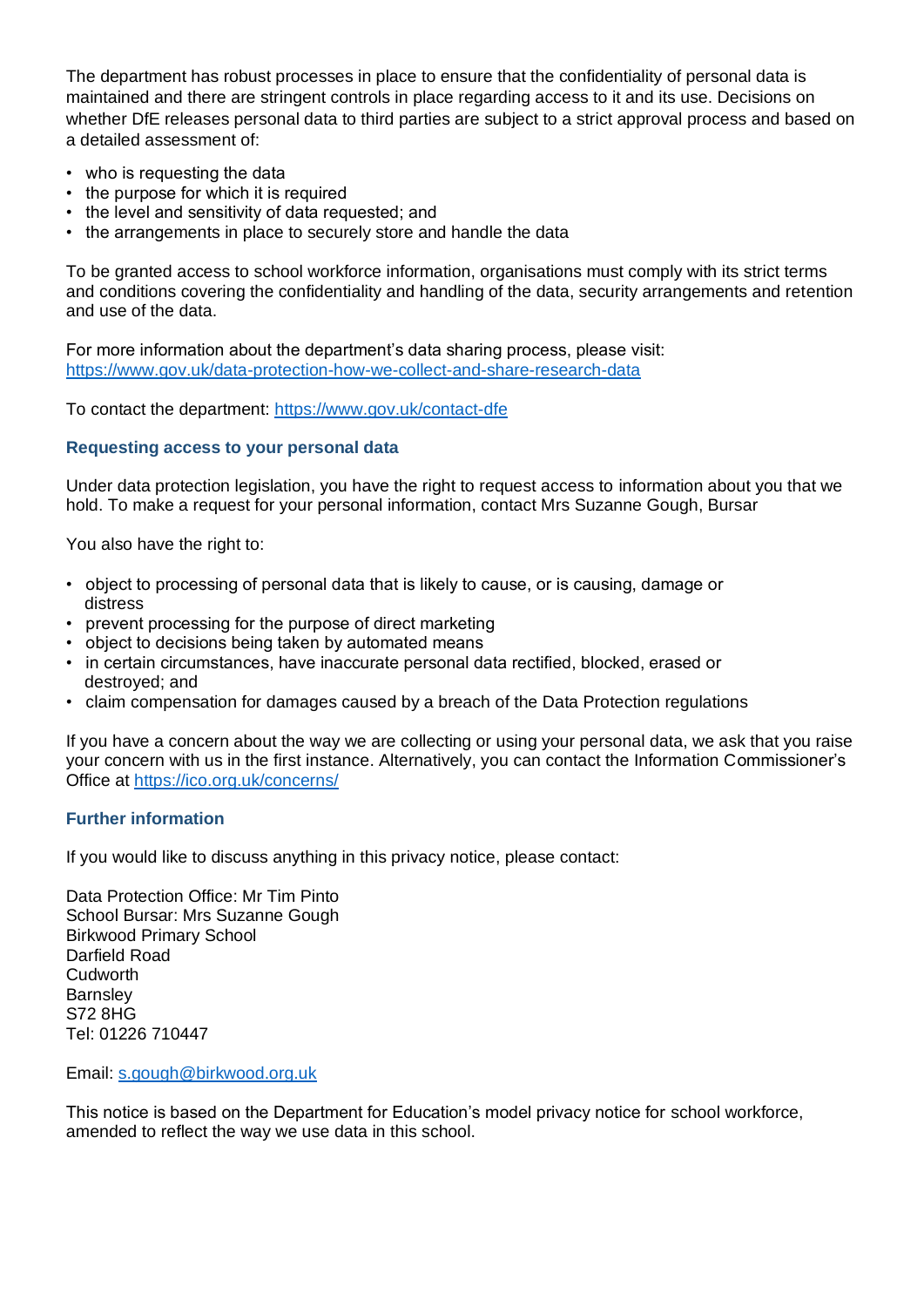The department has robust processes in place to ensure that the confidentiality of personal data is maintained and there are stringent controls in place regarding access to it and its use. Decisions on whether DfE releases personal data to third parties are subject to a strict approval process and based on a detailed assessment of:

- who is requesting the data
- the purpose for which it is required
- the level and sensitivity of data requested; and
- the arrangements in place to securely store and handle the data

To be granted access to school workforce information, organisations must comply with its strict terms and conditions covering the confidentiality and handling of the data, security arrangements and retention and use of the data.

For more information about the department's data sharing process, please visit:
[https://www.gov.uk/data-protection-how-we-collect-and-share-research-data](https://www.gov.uk/data-protection-how-we-collect-and-share-research-data)

To contact the department: [https://www.gov.uk/contact-dfe](https://www.gov.uk/contact-dfe)

### Requesting access to your personal data

Under data protection legislation, you have the right to request access to information about you that we hold. To make a request for your personal information, contact Mrs Suzanne Gough, Bursar

You also have the right to:

- object to processing of personal data that is likely to cause, or is causing, damage or distress
- prevent processing for the purpose of direct marketing
- object to decisions being taken by automated means
- in certain circumstances, have inaccurate personal data rectified, blocked, erased or destroyed; and
- claim compensation for damages caused by a breach of the Data Protection regulations

If you have a concern about the way we are collecting or using your personal data, we ask that you raise your concern with us in the first instance. Alternatively, you can contact the Information Commissioner's Office at [https://ico.org.uk/concerns/](https://ico.org.uk/concerns/)

### Further information

If you would like to discuss anything in this privacy notice, please contact:

Data Protection Office: Mr Tim Pinto
School Bursar: Mrs Suzanne Gough
Birkwood Primary School
Darfield Road
Cudworth
Barnsley
S72 8HG
Tel: 01226 710447

Email: [s.gough@birkwood.org.uk](mailto:s.gough@birkwood.org.uk)

This notice is based on the Department for Education's model privacy notice for school workforce, amended to reflect the way we use data in this school.